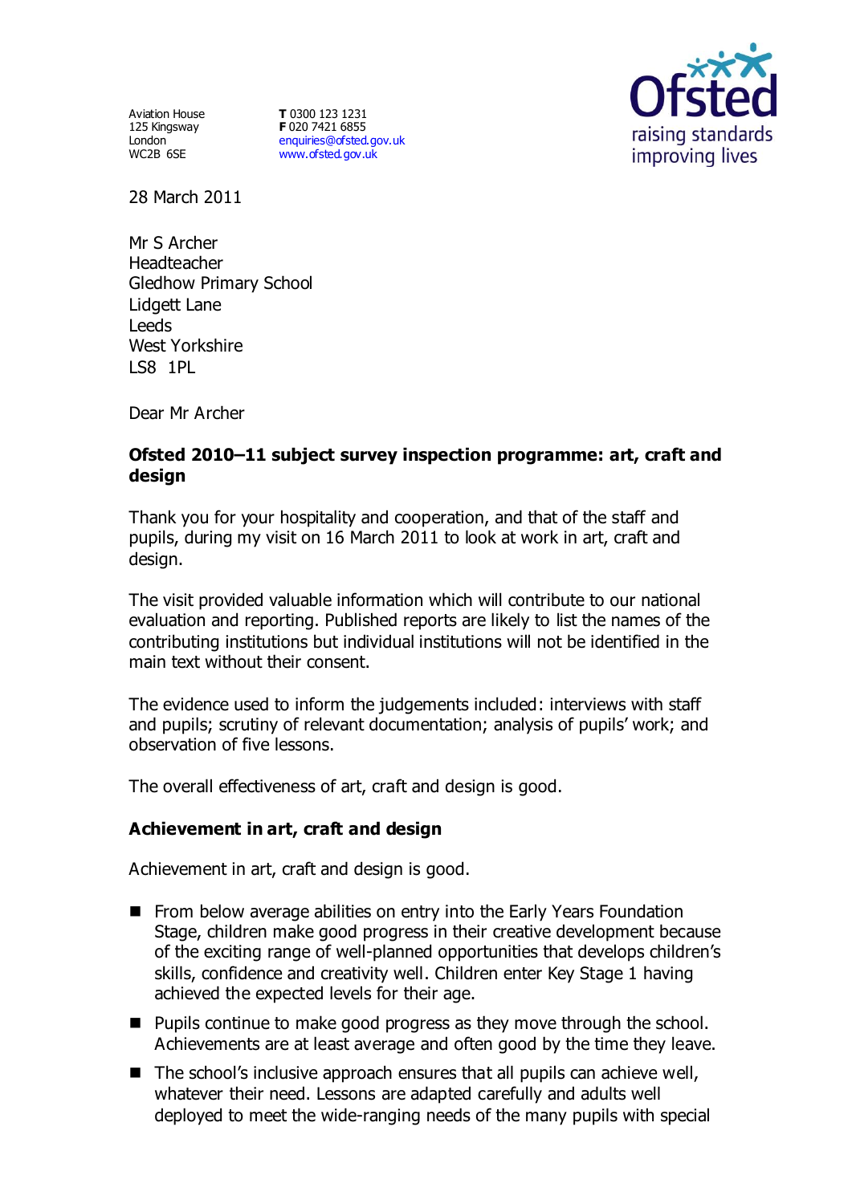Aviation House
125 Kingsway
London
WC2B 6SE

**T** 0300 123 1231
**F** 020 7421 6855
enquiries@ofsted.gov.uk
www.ofsted.gov.uk

Ofsted
raising standards
improving lives

28 March 2011

Mr S Archer
Headteacher
Gledhow Primary School
Lidgett Lane
Leeds
West Yorkshire
LS8 1PL

Dear Mr Archer

**Ofsted 2010–11 subject survey inspection programme: art, craft and design**

Thank you for your hospitality and cooperation, and that of the staff and pupils, during my visit on 16 March 2011 to look at work in art, craft and design.

The visit provided valuable information which will contribute to our national evaluation and reporting. Published reports are likely to list the names of the contributing institutions but individual institutions will not be identified in the main text without their consent.

The evidence used to inform the judgements included: interviews with staff and pupils; scrutiny of relevant documentation; analysis of pupils' work; and observation of five lessons.

The overall effectiveness of art, craft and design is good.

## Achievement in art, craft and design

Achievement in art, craft and design is good.

- From below average abilities on entry into the Early Years Foundation Stage, children make good progress in their creative development because of the exciting range of well-planned opportunities that develops children's skills, confidence and creativity well. Children enter Key Stage 1 having achieved the expected levels for their age.
- Pupils continue to make good progress as they move through the school. Achievements are at least average and often good by the time they leave.
- The school's inclusive approach ensures that all pupils can achieve well, whatever their need. Lessons are adapted carefully and adults well deployed to meet the wide-ranging needs of the many pupils with special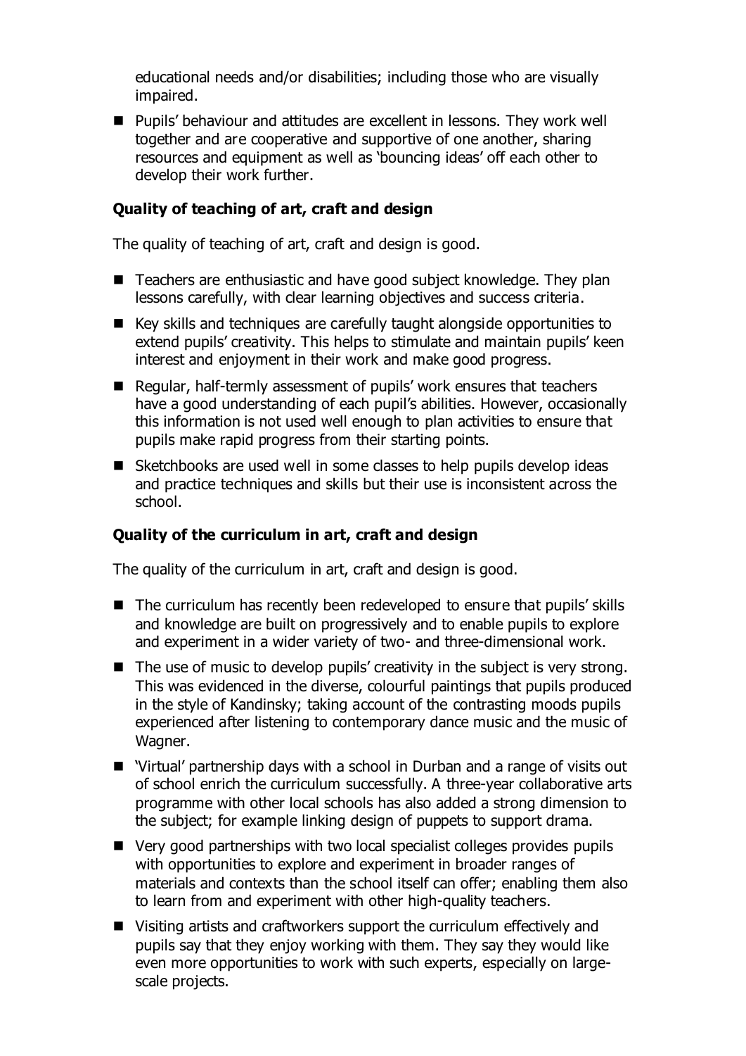educational needs and/or disabilities; including those who are visually impaired.

- Pupils' behaviour and attitudes are excellent in lessons. They work well together and are cooperative and supportive of one another, sharing resources and equipment as well as 'bouncing ideas' off each other to develop their work further.

**Quality of teaching of art, craft and design**

The quality of teaching of art, craft and design is good.

- Teachers are enthusiastic and have good subject knowledge. They plan lessons carefully, with clear learning objectives and success criteria.
- Key skills and techniques are carefully taught alongside opportunities to extend pupils' creativity. This helps to stimulate and maintain pupils' keen interest and enjoyment in their work and make good progress.
- Regular, half-termly assessment of pupils' work ensures that teachers have a good understanding of each pupil's abilities. However, occasionally this information is not used well enough to plan activities to ensure that pupils make rapid progress from their starting points.
- Sketchbooks are used well in some classes to help pupils develop ideas and practice techniques and skills but their use is inconsistent across the school.

**Quality of the curriculum in art, craft and design**

The quality of the curriculum in art, craft and design is good.

- The curriculum has recently been redeveloped to ensure that pupils' skills and knowledge are built on progressively and to enable pupils to explore and experiment in a wider variety of two- and three-dimensional work.
- The use of music to develop pupils' creativity in the subject is very strong. This was evidenced in the diverse, colourful paintings that pupils produced in the style of Kandinsky; taking account of the contrasting moods pupils experienced after listening to contemporary dance music and the music of Wagner.
- 'Virtual' partnership days with a school in Durban and a range of visits out of school enrich the curriculum successfully. A three-year collaborative arts programme with other local schools has also added a strong dimension to the subject; for example linking design of puppets to support drama.
- Very good partnerships with two local specialist colleges provides pupils with opportunities to explore and experiment in broader ranges of materials and contexts than the school itself can offer; enabling them also to learn from and experiment with other high-quality teachers.
- Visiting artists and craftworkers support the curriculum effectively and pupils say that they enjoy working with them. They say they would like even more opportunities to work with such experts, especially on large-scale projects.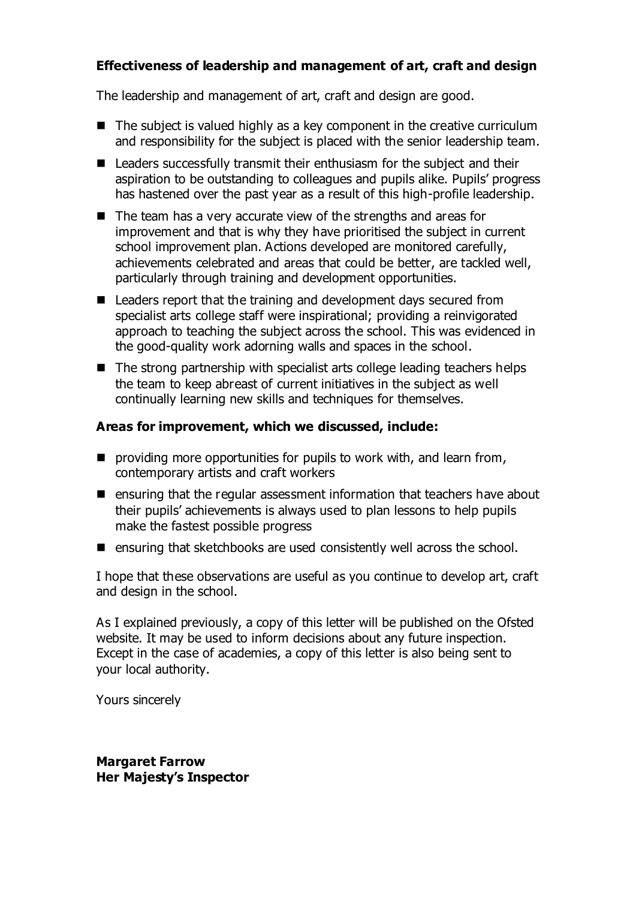**Effectiveness of leadership and management of art, craft and design**

The leadership and management of art, craft and design are good.

- The subject is valued highly as a key component in the creative curriculum and responsibility for the subject is placed with the senior leadership team.
- Leaders successfully transmit their enthusiasm for the subject and their aspiration to be outstanding to colleagues and pupils alike. Pupils' progress has hastened over the past year as a result of this high-profile leadership.
- The team has a very accurate view of the strengths and areas for improvement and that is why they have prioritised the subject in current school improvement plan. Actions developed are monitored carefully, achievements celebrated and areas that could be better, are tackled well, particularly through training and development opportunities.
- Leaders report that the training and development days secured from specialist arts college staff were inspirational; providing a reinvigorated approach to teaching the subject across the school. This was evidenced in the good-quality work adorning walls and spaces in the school.
- The strong partnership with specialist arts college leading teachers helps the team to keep abreast of current initiatives in the subject as well continually learning new skills and techniques for themselves.

**Areas for improvement, which we discussed, include:**

- providing more opportunities for pupils to work with, and learn from, contemporary artists and craft workers
- ensuring that the regular assessment information that teachers have about their pupils' achievements is always used to plan lessons to help pupils make the fastest possible progress
- ensuring that sketchbooks are used consistently well across the school.

I hope that these observations are useful as you continue to develop art, craft and design in the school.

As I explained previously, a copy of this letter will be published on the Ofsted website. It may be used to inform decisions about any future inspection. Except in the case of academies, a copy of this letter is also being sent to your local authority.

Yours sincerely

**Margaret Farrow**
**Her Majesty's Inspector**